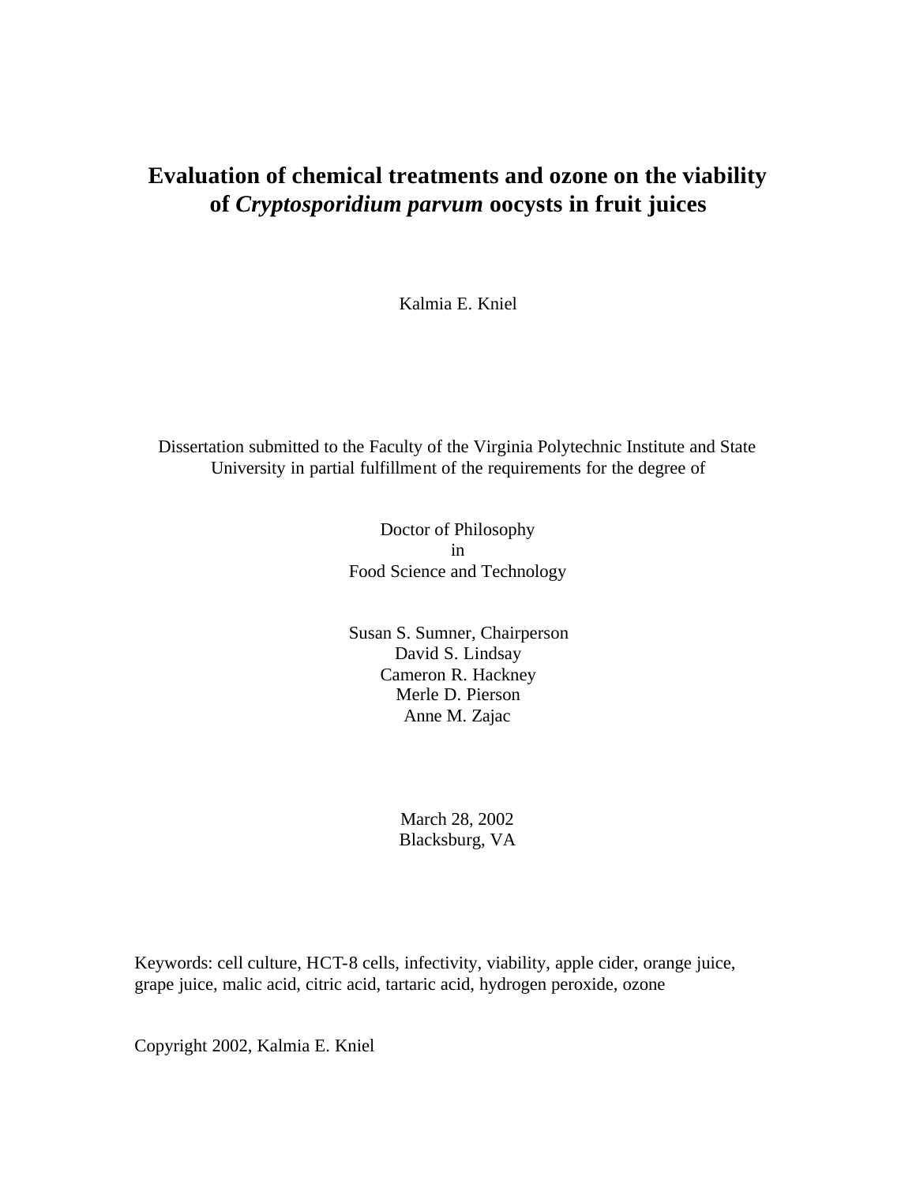# Evaluation of chemical treatments and ozone on the viability of *Cryptosporidium parvum* oocysts in fruit juices

Kalmia E. Kniel

Dissertation submitted to the Faculty of the Virginia Polytechnic Institute and State University in partial fulfillment of the requirements for the degree of

Doctor of Philosophy
in
Food Science and Technology

Susan S. Sumner, Chairperson
David S. Lindsay
Cameron R. Hackney
Merle D. Pierson
Anne M. Zajac

March 28, 2002
Blacksburg, VA

Keywords: cell culture, HCT-8 cells, infectivity, viability, apple cider, orange juice, grape juice, malic acid, citric acid, tartaric acid, hydrogen peroxide, ozone

Copyright 2002, Kalmia E. Kniel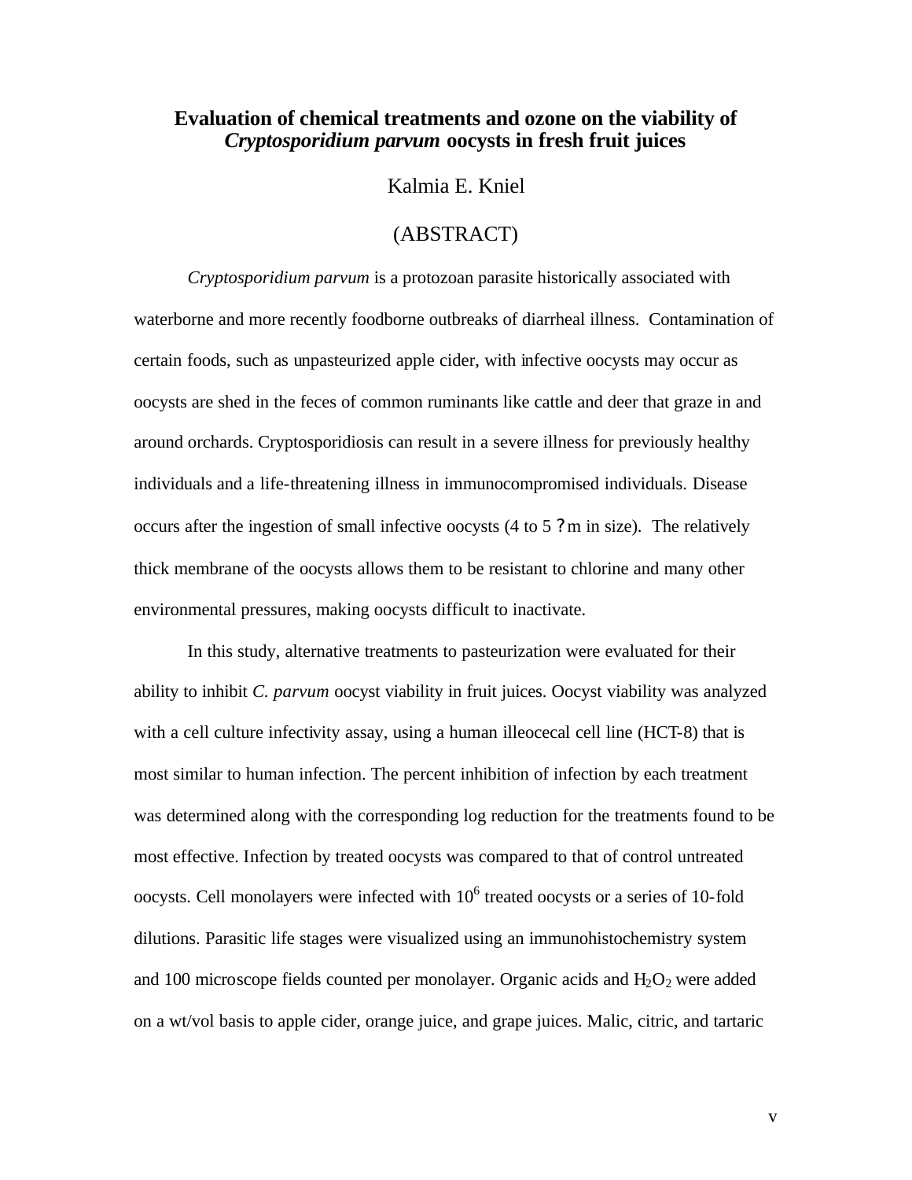# Evaluation of chemical treatments and ozone on the viability of *Cryptosporidium parvum* oocysts in fresh fruit juices

Kalmia E. Kniel

(ABSTRACT)

*Cryptosporidium parvum* is a protozoan parasite historically associated with waterborne and more recently foodborne outbreaks of diarrheal illness. Contamination of certain foods, such as unpasteurized apple cider, with infective oocysts may occur as oocysts are shed in the feces of common ruminants like cattle and deer that graze in and around orchards. Cryptosporidiosis can result in a severe illness for previously healthy individuals and a life-threatening illness in immunocompromised individuals. Disease occurs after the ingestion of small infective oocysts (4 to 5 ?m in size). The relatively thick membrane of the oocysts allows them to be resistant to chlorine and many other environmental pressures, making oocysts difficult to inactivate.

In this study, alternative treatments to pasteurization were evaluated for their ability to inhibit *C. parvum* oocyst viability in fruit juices. Oocyst viability was analyzed with a cell culture infectivity assay, using a human illeocecal cell line (HCT-8) that is most similar to human infection. The percent inhibition of infection by each treatment was determined along with the corresponding log reduction for the treatments found to be most effective. Infection by treated oocysts was compared to that of control untreated oocysts. Cell monolayers were infected with $10^6$ treated oocysts or a series of 10-fold dilutions. Parasitic life stages were visualized using an immunohistochemistry system and 100 microscope fields counted per monolayer. Organic acids and $H_2O_2$ were added on a wt/vol basis to apple cider, orange juice, and grape juices. Malic, citric, and tartaric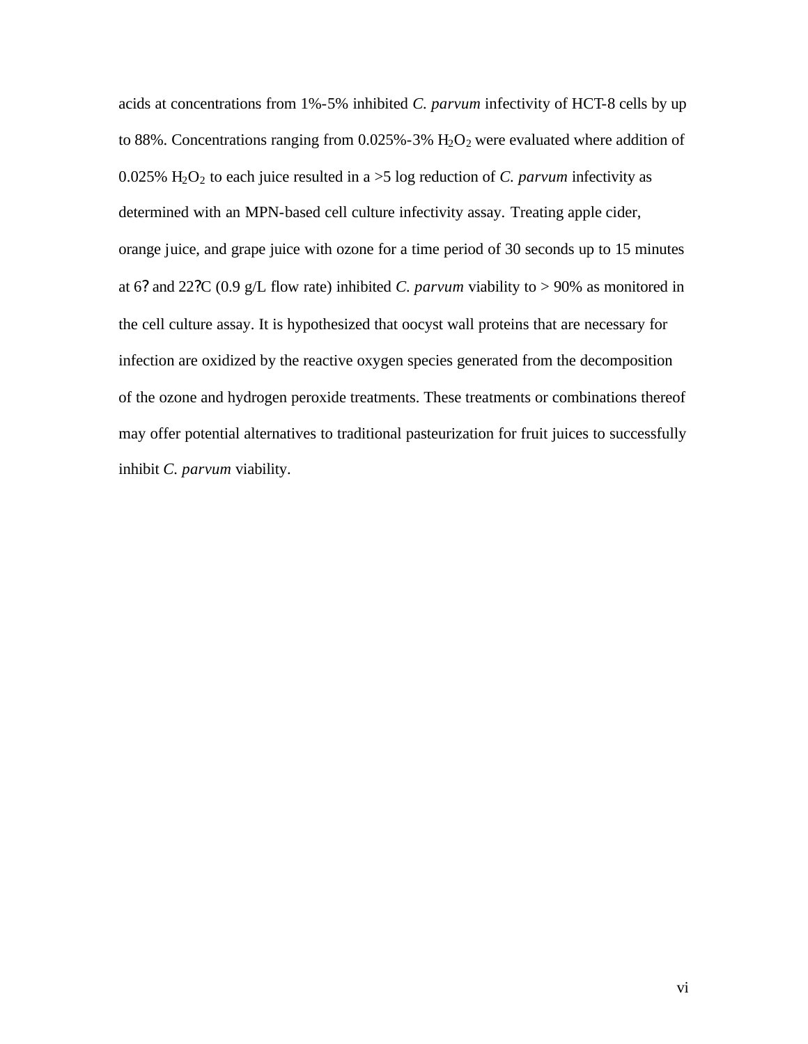acids at concentrations from 1%-5% inhibited *C. parvum* infectivity of HCT-8 cells by up to 88%. Concentrations ranging from 0.025%-3% $H_2O_2$ were evaluated where addition of 0.025% $H_2O_2$ to each juice resulted in a >5 log reduction of *C. parvum* infectivity as determined with an MPN-based cell culture infectivity assay. Treating apple cider, orange juice, and grape juice with ozone for a time period of 30 seconds up to 15 minutes at 6? and 22?C (0.9 g/L flow rate) inhibited *C. parvum* viability to > 90% as monitored in the cell culture assay. It is hypothesized that oocyst wall proteins that are necessary for infection are oxidized by the reactive oxygen species generated from the decomposition of the ozone and hydrogen peroxide treatments. These treatments or combinations thereof may offer potential alternatives to traditional pasteurization for fruit juices to successfully inhibit *C. parvum* viability.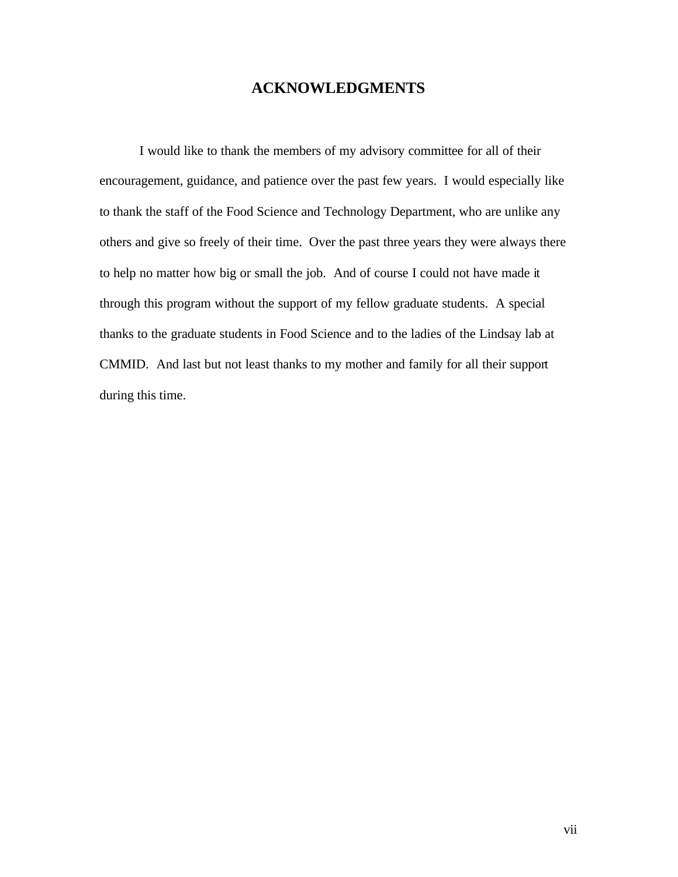# ACKNOWLEDGMENTS

I would like to thank the members of my advisory committee for all of their encouragement, guidance, and patience over the past few years. I would especially like to thank the staff of the Food Science and Technology Department, who are unlike any others and give so freely of their time. Over the past three years they were always there to help no matter how big or small the job. And of course I could not have made it through this program without the support of my fellow graduate students. A special thanks to the graduate students in Food Science and to the ladies of the Lindsay lab at CMMID. And last but not least thanks to my mother and family for all their support during this time.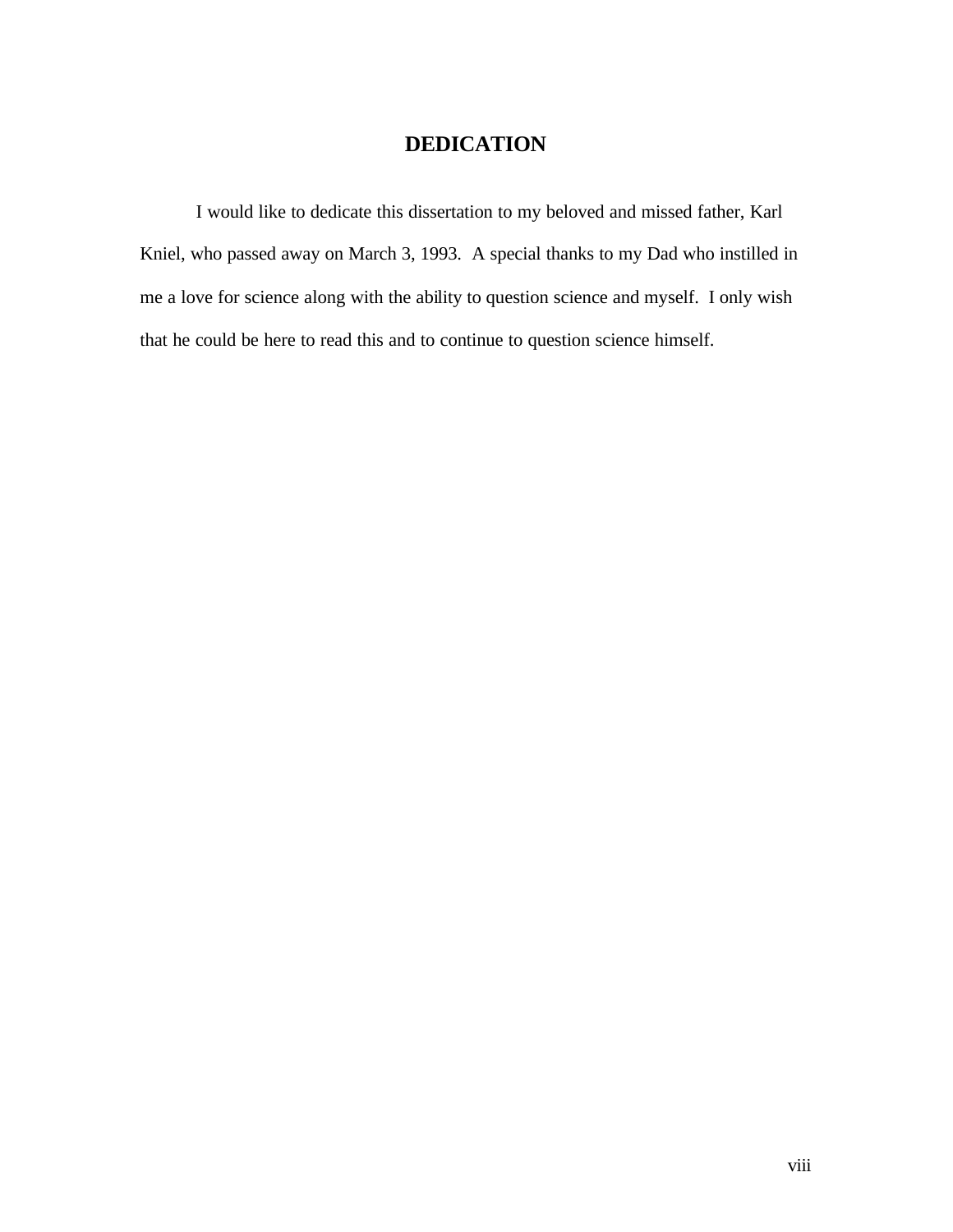# DEDICATION

I would like to dedicate this dissertation to my beloved and missed father, Karl Kniel, who passed away on March 3, 1993. A special thanks to my Dad who instilled in me a love for science along with the ability to question science and myself. I only wish that he could be here to read this and to continue to question science himself.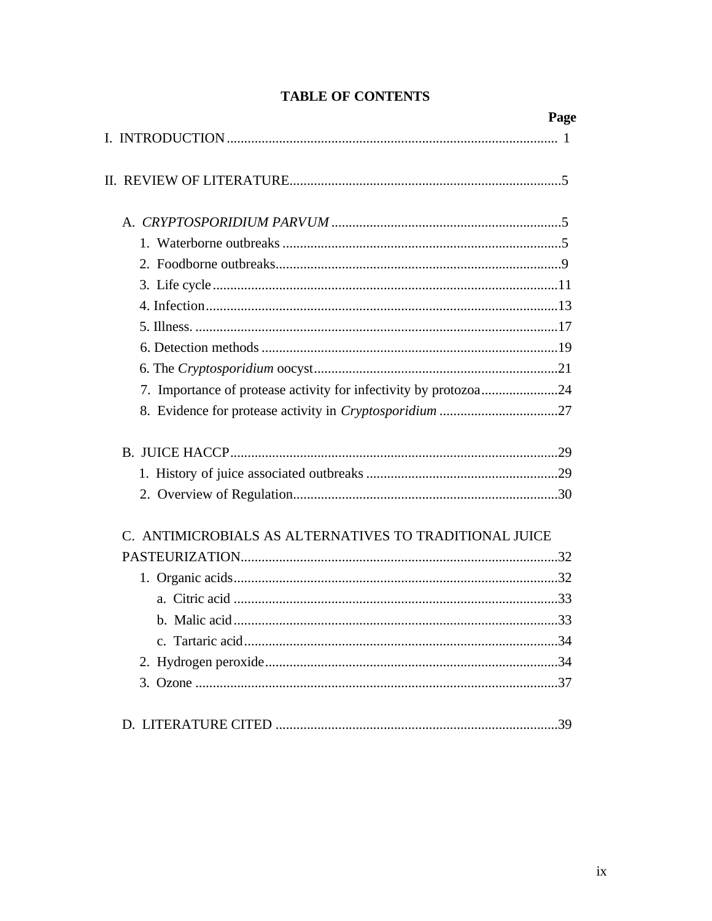# TABLE OF CONTENTS

**Page**

I. INTRODUCTION .............................................................................................. 1

II. REVIEW OF LITERATURE .............................................................................5

A. *CRYPTOSPORIDIUM PARVUM* ..................................................................5
   1. Waterborne outbreaks ................................................................................5
   2. Foodborne outbreaks ..................................................................................9
   3. Life cycle ...................................................................................................11
   4. Infection .....................................................................................................13
   5. Illness. ........................................................................................................17
   6. Detection methods .....................................................................................19
   6. The *Cryptosporidium* oocyst ......................................................................21
   7. Importance of protease activity for infectivity by protozoa ......................24
   8. Evidence for protease activity in *Cryptosporidium* ..................................27

B. JUICE HACCP ...............................................................................................29
   1. History of juice associated outbreaks .......................................................29
   2. Overview of Regulation ............................................................................30

C. ANTIMICROBIALS AS ALTERNATIVES TO TRADITIONAL JUICE PASTEURIZATION ...........................................................................................32
   1. Organic acids .............................................................................................32
      a. Citric acid .............................................................................................33
      b. Malic acid .............................................................................................33
      c. Tartaric acid ..........................................................................................34
   2. Hydrogen peroxide ....................................................................................34
   3. Ozone ........................................................................................................37

D. LITERATURE CITED .................................................................................39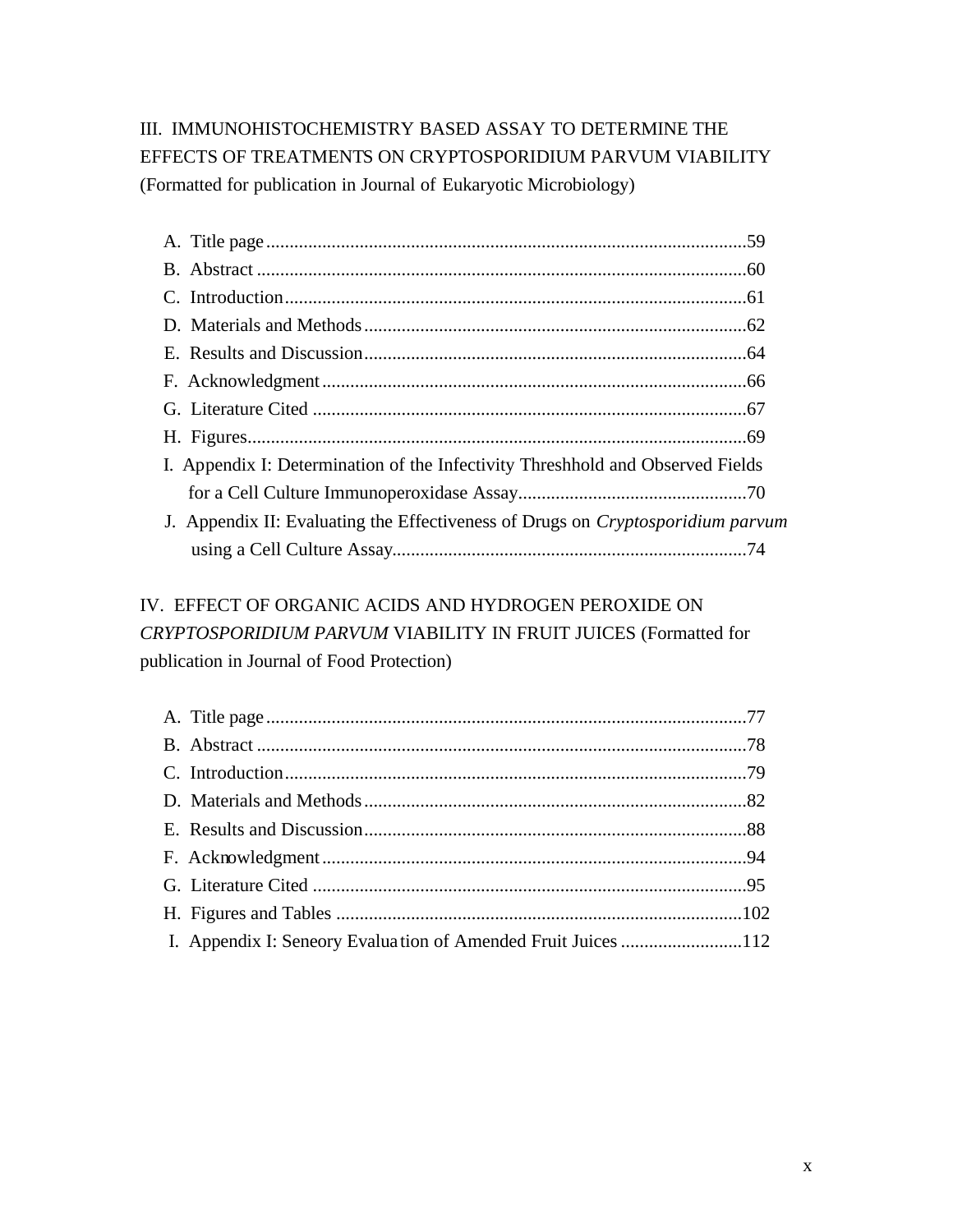III. IMMUNOHISTOCHEMISTRY BASED ASSAY TO DETERMINE THE EFFECTS OF TREATMENTS ON CRYPTOSPORIDIUM PARVUM VIABILITY (Formatted for publication in Journal of Eukaryotic Microbiology)

- A. Title page......................................................................................................59
- B. Abstract ........................................................................................................60
- C. Introduction..................................................................................................61
- D. Materials and Methods .................................................................................62
- E. Results and Discussion.................................................................................64
- F. Acknowledgment..........................................................................................66
- G. Literature Cited ............................................................................................67
- H. Figures..........................................................................................................69
- I. Appendix I: Determination of the Infectivity Threshhold and Observed Fields for a Cell Culture Immunoperoxidase Assay.................................................70
- J. Appendix II: Evaluating the Effectiveness of Drugs on *Cryptosporidium parvum* using a Cell Culture Assay...........................................................................74

IV. EFFECT OF ORGANIC ACIDS AND HYDROGEN PEROXIDE ON *CRYPTOSPORIDIUM PARVUM* VIABILITY IN FRUIT JUICES (Formatted for publication in Journal of Food Protection)

- A. Title page......................................................................................................77
- B. Abstract ........................................................................................................78
- C. Introduction..................................................................................................79
- D. Materials and Methods .................................................................................82
- E. Results and Discussion.................................................................................88
- F. Acknowledgment..........................................................................................94
- G. Literature Cited ............................................................................................95
- H. Figures and Tables .......................................................................................102
- I. Appendix I: Seneory Evaluation of Amended Fruit Juices ..........................112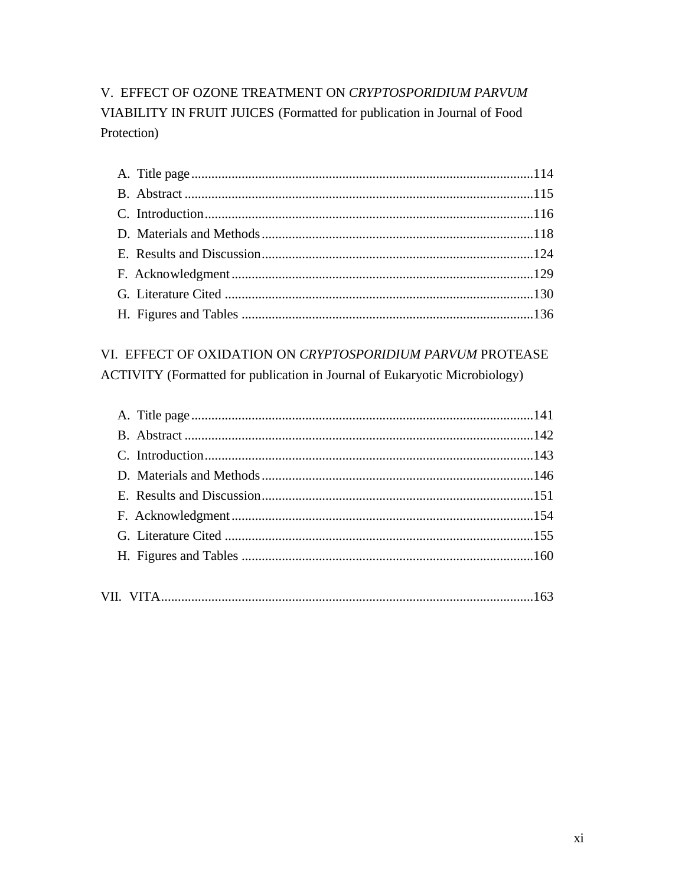V. EFFECT OF OZONE TREATMENT ON *CRYPTOSPORIDIUM PARVUM* VIABILITY IN FRUIT JUICES (Formatted for publication in Journal of Food Protection)

A. Title page ........................................................................................114
B. Abstract ...........................................................................................115
C. Introduction......................................................................................116
D. Materials and Methods ....................................................................118
E. Results and Discussion....................................................................124
F. Acknowledgment..............................................................................129
G. Literature Cited ...............................................................................130
H. Figures and Tables ..........................................................................136

VI. EFFECT OF OXIDATION ON *CRYPTOSPORIDIUM PARVUM* PROTEASE ACTIVITY (Formatted for publication in Journal of Eukaryotic Microbiology)

A. Title page ........................................................................................141
B. Abstract ...........................................................................................142
C. Introduction......................................................................................143
D. Materials and Methods ....................................................................146
E. Results and Discussion....................................................................151
F. Acknowledgment..............................................................................154
G. Literature Cited ...............................................................................155
H. Figures and Tables ..........................................................................160

VII. VITA..............................................................................................163